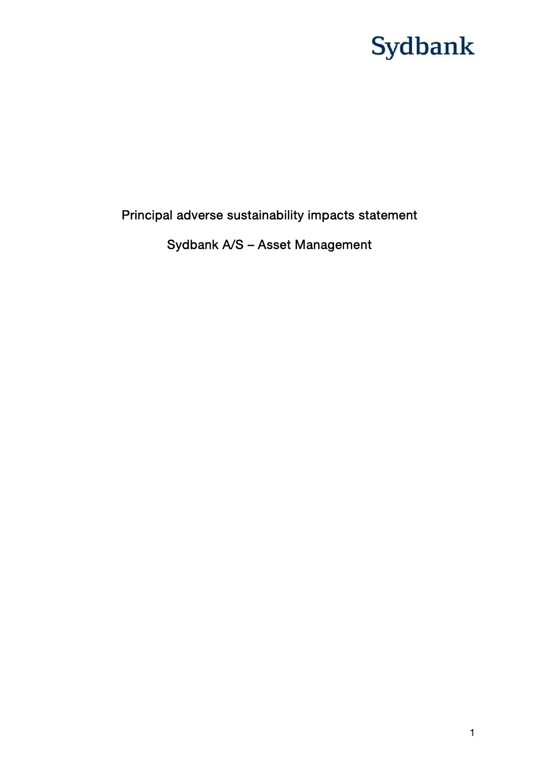Sydbank

# Principal adverse sustainability impacts statement

## Sydbank A/S – Asset Management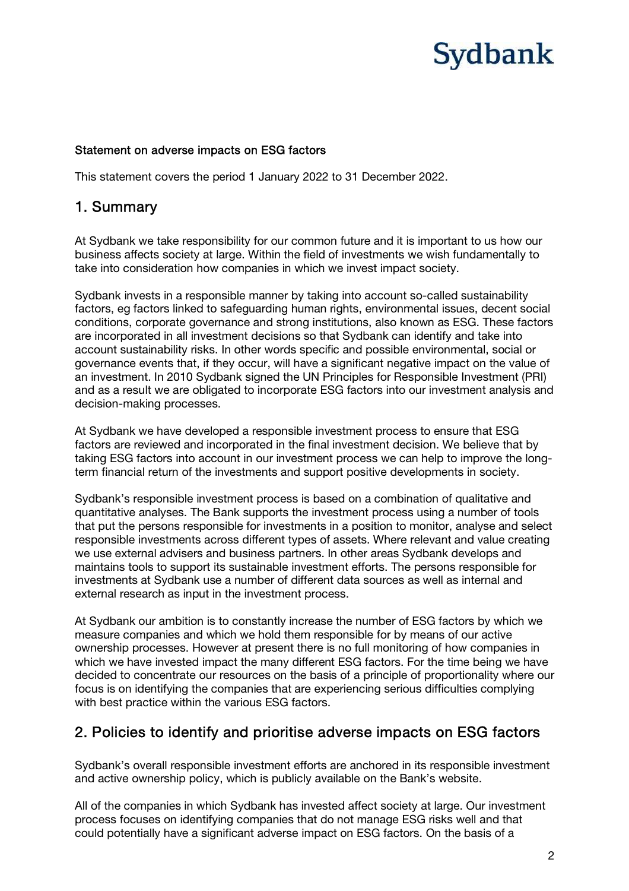**Statement on adverse impacts on ESG factors**

This statement covers the period 1 January 2022 to 31 December 2022.

## 1. Summary

At Sydbank we take responsibility for our common future and it is important to us how our business affects society at large. Within the field of investments we wish fundamentally to take into consideration how companies in which we invest impact society.

Sydbank invests in a responsible manner by taking into account so-called sustainability factors, eg factors linked to safeguarding human rights, environmental issues, decent social conditions, corporate governance and strong institutions, also known as ESG. These factors are incorporated in all investment decisions so that Sydbank can identify and take into account sustainability risks. In other words specific and possible environmental, social or governance events that, if they occur, will have a significant negative impact on the value of an investment. In 2010 Sydbank signed the UN Principles for Responsible Investment (PRI) and as a result we are obligated to incorporate ESG factors into our investment analysis and decision-making processes.

At Sydbank we have developed a responsible investment process to ensure that ESG factors are reviewed and incorporated in the final investment decision. We believe that by taking ESG factors into account in our investment process we can help to improve the long-term financial return of the investments and support positive developments in society.

Sydbank's responsible investment process is based on a combination of qualitative and quantitative analyses. The Bank supports the investment process using a number of tools that put the persons responsible for investments in a position to monitor, analyse and select responsible investments across different types of assets. Where relevant and value creating we use external advisers and business partners. In other areas Sydbank develops and maintains tools to support its sustainable investment efforts. The persons responsible for investments at Sydbank use a number of different data sources as well as internal and external research as input in the investment process.

At Sydbank our ambition is to constantly increase the number of ESG factors by which we measure companies and which we hold them responsible for by means of our active ownership processes. However at present there is no full monitoring of how companies in which we have invested impact the many different ESG factors. For the time being we have decided to concentrate our resources on the basis of a principle of proportionality where our focus is on identifying the companies that are experiencing serious difficulties complying with best practice within the various ESG factors.

## 2. Policies to identify and prioritise adverse impacts on ESG factors

Sydbank's overall responsible investment efforts are anchored in its responsible investment and active ownership policy, which is publicly available on the Bank's website.

All of the companies in which Sydbank has invested affect society at large. Our investment process focuses on identifying companies that do not manage ESG risks well and that could potentially have a significant adverse impact on ESG factors. On the basis of a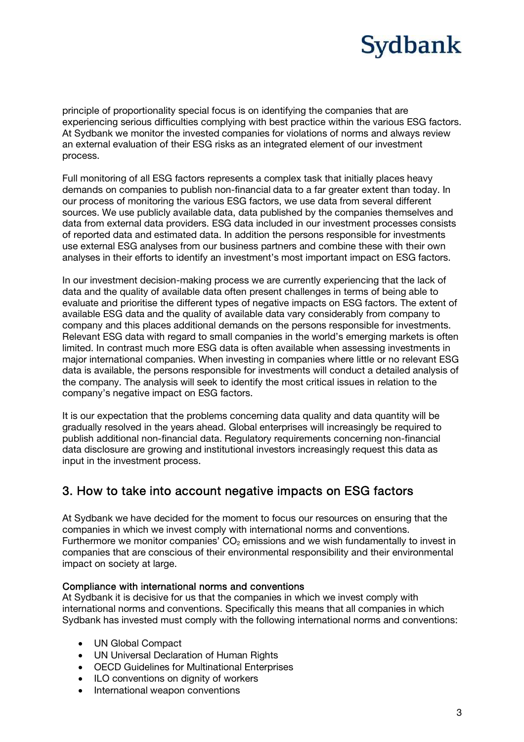principle of proportionality special focus is on identifying the companies that are experiencing serious difficulties complying with best practice within the various ESG factors. At Sydbank we monitor the invested companies for violations of norms and always review an external evaluation of their ESG risks as an integrated element of our investment process.

Full monitoring of all ESG factors represents a complex task that initially places heavy demands on companies to publish non-financial data to a far greater extent than today. In our process of monitoring the various ESG factors, we use data from several different sources. We use publicly available data, data published by the companies themselves and data from external data providers. ESG data included in our investment processes consists of reported data and estimated data. In addition the persons responsible for investments use external ESG analyses from our business partners and combine these with their own analyses in their efforts to identify an investment's most important impact on ESG factors.

In our investment decision-making process we are currently experiencing that the lack of data and the quality of available data often present challenges in terms of being able to evaluate and prioritise the different types of negative impacts on ESG factors. The extent of available ESG data and the quality of available data vary considerably from company to company and this places additional demands on the persons responsible for investments. Relevant ESG data with regard to small companies in the world's emerging markets is often limited. In contrast much more ESG data is often available when assessing investments in major international companies. When investing in companies where little or no relevant ESG data is available, the persons responsible for investments will conduct a detailed analysis of the company. The analysis will seek to identify the most critical issues in relation to the company's negative impact on ESG factors.

It is our expectation that the problems concerning data quality and data quantity will be gradually resolved in the years ahead. Global enterprises will increasingly be required to publish additional non-financial data. Regulatory requirements concerning non-financial data disclosure are growing and institutional investors increasingly request this data as input in the investment process.

## 3. How to take into account negative impacts on ESG factors

At Sydbank we have decided for the moment to focus our resources on ensuring that the companies in which we invest comply with international norms and conventions. Furthermore we monitor companies' $CO_2$ emissions and we wish fundamentally to invest in companies that are conscious of their environmental responsibility and their environmental impact on society at large.

### Compliance with international norms and conventions

At Sydbank it is decisive for us that the companies in which we invest comply with international norms and conventions. Specifically this means that all companies in which Sydbank has invested must comply with the following international norms and conventions:

- UN Global Compact
- UN Universal Declaration of Human Rights
- OECD Guidelines for Multinational Enterprises
- ILO conventions on dignity of workers
- International weapon conventions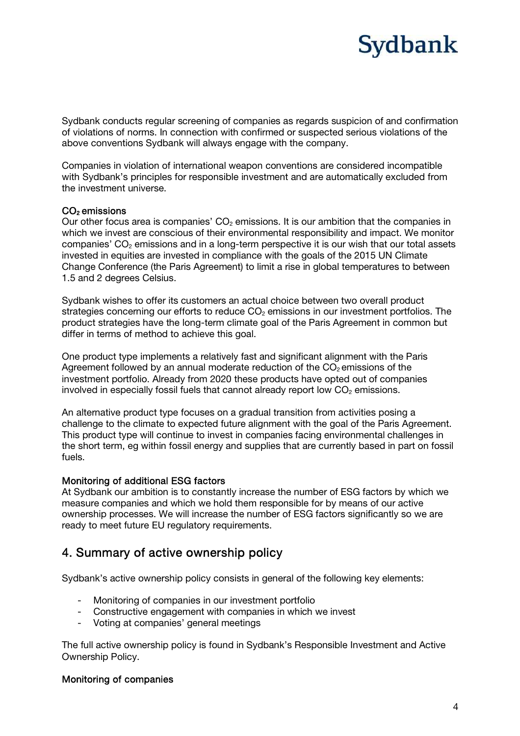Sydbank conducts regular screening of companies as regards suspicion of and confirmation of violations of norms. In connection with confirmed or suspected serious violations of the above conventions Sydbank will always engage with the company.

Companies in violation of international weapon conventions are considered incompatible with Sydbank's principles for responsible investment and are automatically excluded from the investment universe.

### $CO_2$ emissions

Our other focus area is companies' $CO_2$ emissions. It is our ambition that the companies in which we invest are conscious of their environmental responsibility and impact. We monitor companies' $CO_2$ emissions and in a long-term perspective it is our wish that our total assets invested in equities are invested in compliance with the goals of the 2015 UN Climate Change Conference (the Paris Agreement) to limit a rise in global temperatures to between 1.5 and 2 degrees Celsius.

Sydbank wishes to offer its customers an actual choice between two overall product strategies concerning our efforts to reduce $CO_2$ emissions in our investment portfolios. The product strategies have the long-term climate goal of the Paris Agreement in common but differ in terms of method to achieve this goal.

One product type implements a relatively fast and significant alignment with the Paris Agreement followed by an annual moderate reduction of the $CO_2$ emissions of the investment portfolio. Already from 2020 these products have opted out of companies involved in especially fossil fuels that cannot already report low $CO_2$ emissions.

An alternative product type focuses on a gradual transition from activities posing a challenge to the climate to expected future alignment with the goal of the Paris Agreement. This product type will continue to invest in companies facing environmental challenges in the short term, eg within fossil energy and supplies that are currently based in part on fossil fuels.

### Monitoring of additional ESG factors

At Sydbank our ambition is to constantly increase the number of ESG factors by which we measure companies and which we hold them responsible for by means of our active ownership processes. We will increase the number of ESG factors significantly so we are ready to meet future EU regulatory requirements.

## 4. Summary of active ownership policy

Sydbank's active ownership policy consists in general of the following key elements:

- Monitoring of companies in our investment portfolio
- Constructive engagement with companies in which we invest
- Voting at companies' general meetings

The full active ownership policy is found in Sydbank's Responsible Investment and Active Ownership Policy.

### Monitoring of companies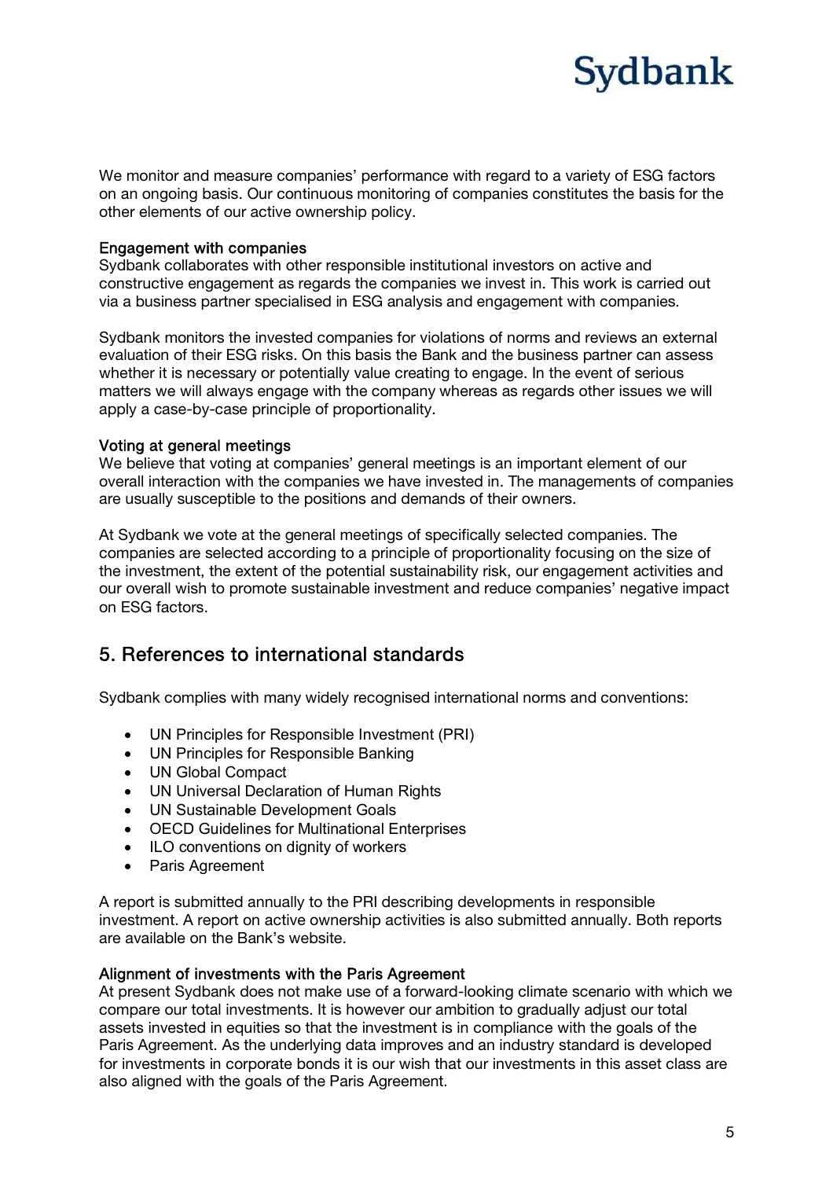We monitor and measure companies' performance with regard to a variety of ESG factors on an ongoing basis. Our continuous monitoring of companies constitutes the basis for the other elements of our active ownership policy.

### Engagement with companies

Sydbank collaborates with other responsible institutional investors on active and constructive engagement as regards the companies we invest in. This work is carried out via a business partner specialised in ESG analysis and engagement with companies.

Sydbank monitors the invested companies for violations of norms and reviews an external evaluation of their ESG risks. On this basis the Bank and the business partner can assess whether it is necessary or potentially value creating to engage. In the event of serious matters we will always engage with the company whereas as regards other issues we will apply a case-by-case principle of proportionality.

### Voting at general meetings

We believe that voting at companies' general meetings is an important element of our overall interaction with the companies we have invested in. The managements of companies are usually susceptible to the positions and demands of their owners.

At Sydbank we vote at the general meetings of specifically selected companies. The companies are selected according to a principle of proportionality focusing on the size of the investment, the extent of the potential sustainability risk, our engagement activities and our overall wish to promote sustainable investment and reduce companies' negative impact on ESG factors.

## 5. References to international standards

Sydbank complies with many widely recognised international norms and conventions:

- UN Principles for Responsible Investment (PRI)
- UN Principles for Responsible Banking
- UN Global Compact
- UN Universal Declaration of Human Rights
- UN Sustainable Development Goals
- OECD Guidelines for Multinational Enterprises
- ILO conventions on dignity of workers
- Paris Agreement

A report is submitted annually to the PRI describing developments in responsible investment. A report on active ownership activities is also submitted annually. Both reports are available on the Bank's website.

### Alignment of investments with the Paris Agreement

At present Sydbank does not make use of a forward-looking climate scenario with which we compare our total investments. It is however our ambition to gradually adjust our total assets invested in equities so that the investment is in compliance with the goals of the Paris Agreement. As the underlying data improves and an industry standard is developed for investments in corporate bonds it is our wish that our investments in this asset class are also aligned with the goals of the Paris Agreement.